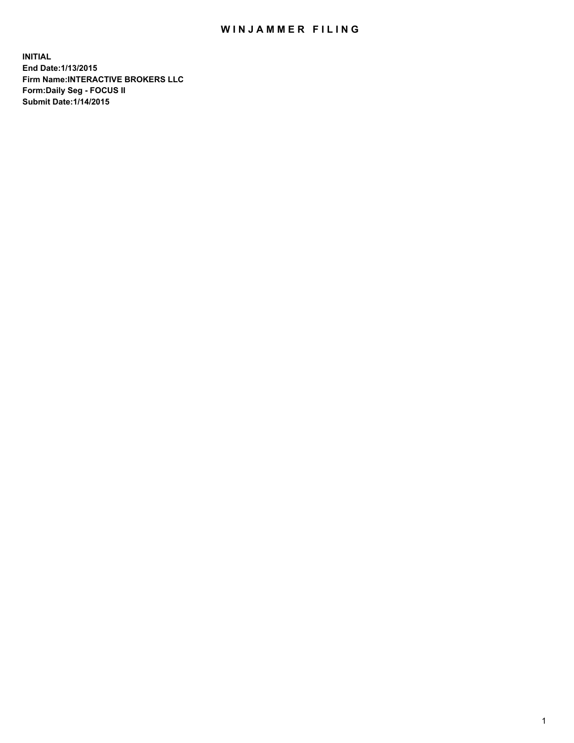# WINJAMMER FILING

**INITIAL**
**End Date:1/13/2015**
**Firm Name:INTERACTIVE BROKERS LLC**
**Form:Daily Seg - FOCUS II**
**Submit Date:1/14/2015**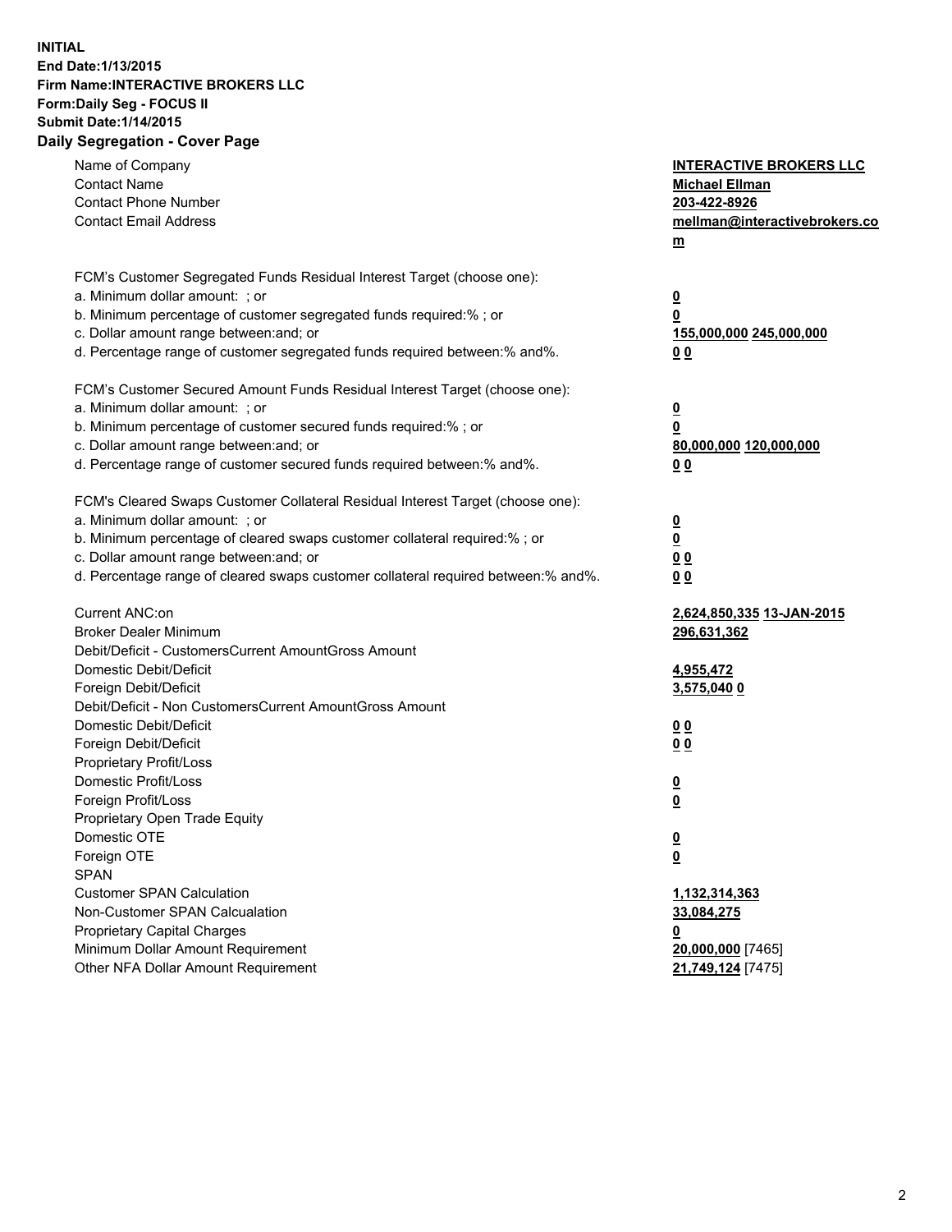**INITIAL**
**End Date:1/13/2015**
**Firm Name:INTERACTIVE BROKERS LLC**
**Form:Daily Seg - FOCUS II**
**Submit Date:1/14/2015**

## Daily Segregation - Cover Page

| | |
|---|---|
| Name of Company | **INTERACTIVE BROKERS LLC** |
| Contact Name | **Michael Ellman** |
| Contact Phone Number | **203-422-8926** |
| Contact Email Address | **mellman@interactivebrokers.com** |
| | |
| FCM's Customer Segregated Funds Residual Interest Target (choose one): | |
| a. Minimum dollar amount: ; or | **0** |
| b. Minimum percentage of customer segregated funds required:% ; or | **0** |
| c. Dollar amount range between:and; or | **155,000,000 245,000,000** |
| d. Percentage range of customer segregated funds required between:% and%. | **0 0** |
| | |
| FCM's Customer Secured Amount Funds Residual Interest Target (choose one): | |
| a. Minimum dollar amount: ; or | **0** |
| b. Minimum percentage of customer secured funds required:% ; or | **0** |
| c. Dollar amount range between:and; or | **80,000,000 120,000,000** |
| d. Percentage range of customer secured funds required between:% and%. | **0 0** |
| | |
| FCM's Cleared Swaps Customer Collateral Residual Interest Target (choose one): | |
| a. Minimum dollar amount: ; or | **0** |
| b. Minimum percentage of cleared swaps customer collateral required:% ; or | **0** |
| c. Dollar amount range between:and; or | **0 0** |
| d. Percentage range of cleared swaps customer collateral required between:% and%. | **0 0** |
| | |
| Current ANC:on | **2,624,850,335 13-JAN-2015** |
| Broker Dealer Minimum | **296,631,362** |
| Debit/Deficit - CustomersCurrent AmountGross Amount | |
| Domestic Debit/Deficit | **4,955,472** |
| Foreign Debit/Deficit | **3,575,040 0** |
| Debit/Deficit - Non CustomersCurrent AmountGross Amount | |
| Domestic Debit/Deficit | **0 0** |
| Foreign Debit/Deficit | **0 0** |
| Proprietary Profit/Loss | |
| Domestic Profit/Loss | **0** |
| Foreign Profit/Loss | **0** |
| Proprietary Open Trade Equity | |
| Domestic OTE | **0** |
| Foreign OTE | **0** |
| SPAN | |
| Customer SPAN Calculation | **1,132,314,363** |
| Non-Customer SPAN Calcualation | **33,084,275** |
| Proprietary Capital Charges | **0** |
| Minimum Dollar Amount Requirement | **20,000,000** [7465] |
| Other NFA Dollar Amount Requirement | **21,749,124** [7475] |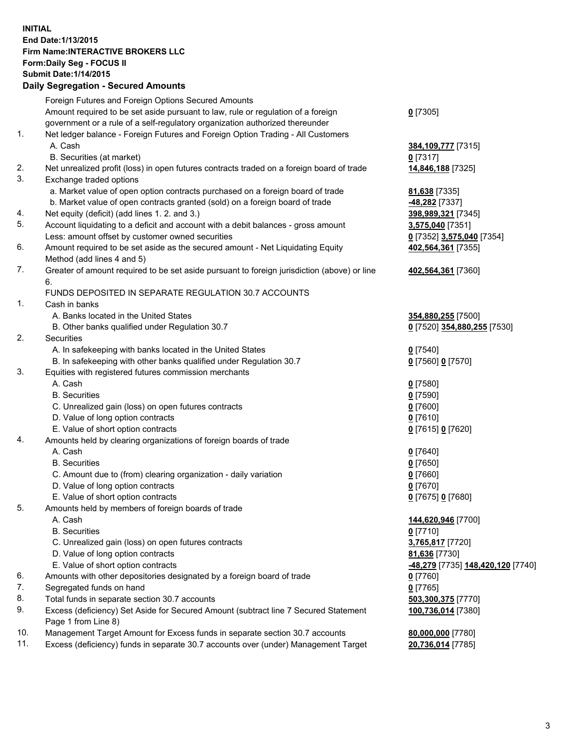**INITIAL**
**End Date:1/13/2015**
**Firm Name:INTERACTIVE BROKERS LLC**
**Form:Daily Seg - FOCUS II**
**Submit Date:1/14/2015**

## Daily Segregation - Secured Amounts

| | | |
|---|---|---|
| | Foreign Futures and Foreign Options Secured Amounts | |
| | Amount required to be set aside pursuant to law, rule or regulation of a foreign government or a rule of a self-regulatory organization authorized thereunder | **0** [7305] |
| 1. | Net ledger balance - Foreign Futures and Foreign Option Trading - All Customers | |
| | A. Cash | **384,109,777** [7315] |
| | B. Securities (at market) | **0** [7317] |
| 2. | Net unrealized profit (loss) in open futures contracts traded on a foreign board of trade | **14,846,188** [7325] |
| 3. | Exchange traded options | |
| | a. Market value of open option contracts purchased on a foreign board of trade | **81,638** [7335] |
| | b. Market value of open contracts granted (sold) on a foreign board of trade | **-48,282** [7337] |
| 4. | Net equity (deficit) (add lines 1. 2. and 3.) | **398,989,321** [7345] |
| 5. | Account liquidating to a deficit and account with a debit balances - gross amount | **3,575,040** [7351] |
| | Less: amount offset by customer owned securities | **0** [7352] **3,575,040** [7354] |
| 6. | Amount required to be set aside as the secured amount - Net Liquidating Equity Method (add lines 4 and 5) | **402,564,361** [7355] |
| 7. | Greater of amount required to be set aside pursuant to foreign jurisdiction (above) or line 6. | **402,564,361** [7360] |
| | FUNDS DEPOSITED IN SEPARATE REGULATION 30.7 ACCOUNTS | |
| 1. | Cash in banks | |
| | A. Banks located in the United States | **354,880,255** [7500] |
| | B. Other banks qualified under Regulation 30.7 | **0** [7520] **354,880,255** [7530] |
| 2. | Securities | |
| | A. In safekeeping with banks located in the United States | **0** [7540] |
| | B. In safekeeping with other banks qualified under Regulation 30.7 | **0** [7560] **0** [7570] |
| 3. | Equities with registered futures commission merchants | |
| | A. Cash | **0** [7580] |
| | B. Securities | **0** [7590] |
| | C. Unrealized gain (loss) on open futures contracts | **0** [7600] |
| | D. Value of long option contracts | **0** [7610] |
| | E. Value of short option contracts | **0** [7615] **0** [7620] |
| 4. | Amounts held by clearing organizations of foreign boards of trade | |
| | A. Cash | **0** [7640] |
| | B. Securities | **0** [7650] |
| | C. Amount due to (from) clearing organization - daily variation | **0** [7660] |
| | D. Value of long option contracts | **0** [7670] |
| | E. Value of short option contracts | **0** [7675] **0** [7680] |
| 5. | Amounts held by members of foreign boards of trade | |
| | A. Cash | **144,620,946** [7700] |
| | B. Securities | **0** [7710] |
| | C. Unrealized gain (loss) on open futures contracts | **3,765,817** [7720] |
| | D. Value of long option contracts | **81,636** [7730] |
| | E. Value of short option contracts | **-48,279** [7735] **148,420,120** [7740] |
| 6. | Amounts with other depositories designated by a foreign board of trade | **0** [7760] |
| 7. | Segregated funds on hand | **0** [7765] |
| 8. | Total funds in separate section 30.7 accounts | **503,300,375** [7770] |
| 9. | Excess (deficiency) Set Aside for Secured Amount (subtract line 7 Secured Statement Page 1 from Line 8) | **100,736,014** [7380] |
| 10. | Management Target Amount for Excess funds in separate section 30.7 accounts | **80,000,000** [7780] |
| 11. | Excess (deficiency) funds in separate 30.7 accounts over (under) Management Target | **20,736,014** [7785] |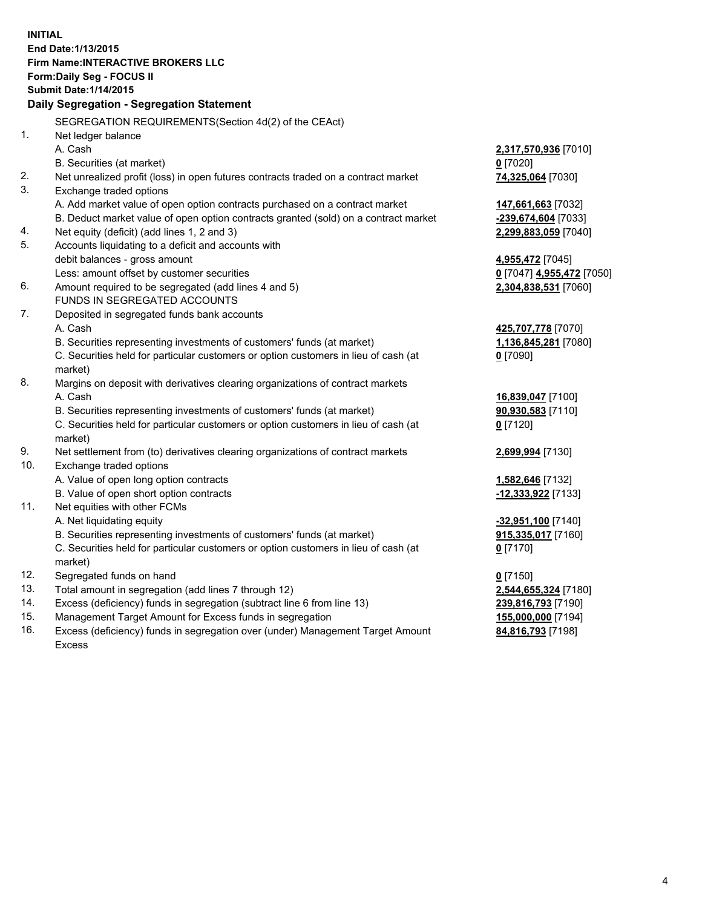**INITIAL**
**End Date:1/13/2015**
**Firm Name:INTERACTIVE BROKERS LLC**
**Form:Daily Seg - FOCUS II**
**Submit Date:1/14/2015**

## Daily Segregation - Segregation Statement

| | SEGREGATION REQUIREMENTS(Section 4d(2) of the CEAct) | |
|---|---|---|
| 1. | Net ledger balance | |
| | A. Cash | **2,317,570,936** [7010] |
| | B. Securities (at market) | **0** [7020] |
| 2. | Net unrealized profit (loss) in open futures contracts traded on a contract market | **74,325,064** [7030] |
| 3. | Exchange traded options | |
| | A. Add market value of open option contracts purchased on a contract market | **147,661,663** [7032] |
| | B. Deduct market value of open option contracts granted (sold) on a contract market | **-239,674,604** [7033] |
| 4. | Net equity (deficit) (add lines 1, 2 and 3) | **2,299,883,059** [7040] |
| 5. | Accounts liquidating to a deficit and accounts with debit balances - gross amount | **4,955,472** [7045] |
| | Less: amount offset by customer securities | **0** [7047] **4,955,472** [7050] |
| 6. | Amount required to be segregated (add lines 4 and 5) | **2,304,838,531** [7060] |
| | FUNDS IN SEGREGATED ACCOUNTS | |
| 7. | Deposited in segregated funds bank accounts | |
| | A. Cash | **425,707,778** [7070] |
| | B. Securities representing investments of customers' funds (at market) | **1,136,845,281** [7080] |
| | C. Securities held for particular customers or option customers in lieu of cash (at market) | **0** [7090] |
| 8. | Margins on deposit with derivatives clearing organizations of contract markets | |
| | A. Cash | **16,839,047** [7100] |
| | B. Securities representing investments of customers' funds (at market) | **90,930,583** [7110] |
| | C. Securities held for particular customers or option customers in lieu of cash (at market) | **0** [7120] |
| 9. | Net settlement from (to) derivatives clearing organizations of contract markets | **2,699,994** [7130] |
| 10. | Exchange traded options | |
| | A. Value of open long option contracts | **1,582,646** [7132] |
| | B. Value of open short option contracts | **-12,333,922** [7133] |
| 11. | Net equities with other FCMs | |
| | A. Net liquidating equity | **-32,951,100** [7140] |
| | B. Securities representing investments of customers' funds (at market) | **915,335,017** [7160] |
| | C. Securities held for particular customers or option customers in lieu of cash (at market) | **0** [7170] |
| 12. | Segregated funds on hand | **0** [7150] |
| 13. | Total amount in segregation (add lines 7 through 12) | **2,544,655,324** [7180] |
| 14. | Excess (deficiency) funds in segregation (subtract line 6 from line 13) | **239,816,793** [7190] |
| 15. | Management Target Amount for Excess funds in segregation | **155,000,000** [7194] |
| 16. | Excess (deficiency) funds in segregation over (under) Management Target Amount Excess | **84,816,793** [7198] |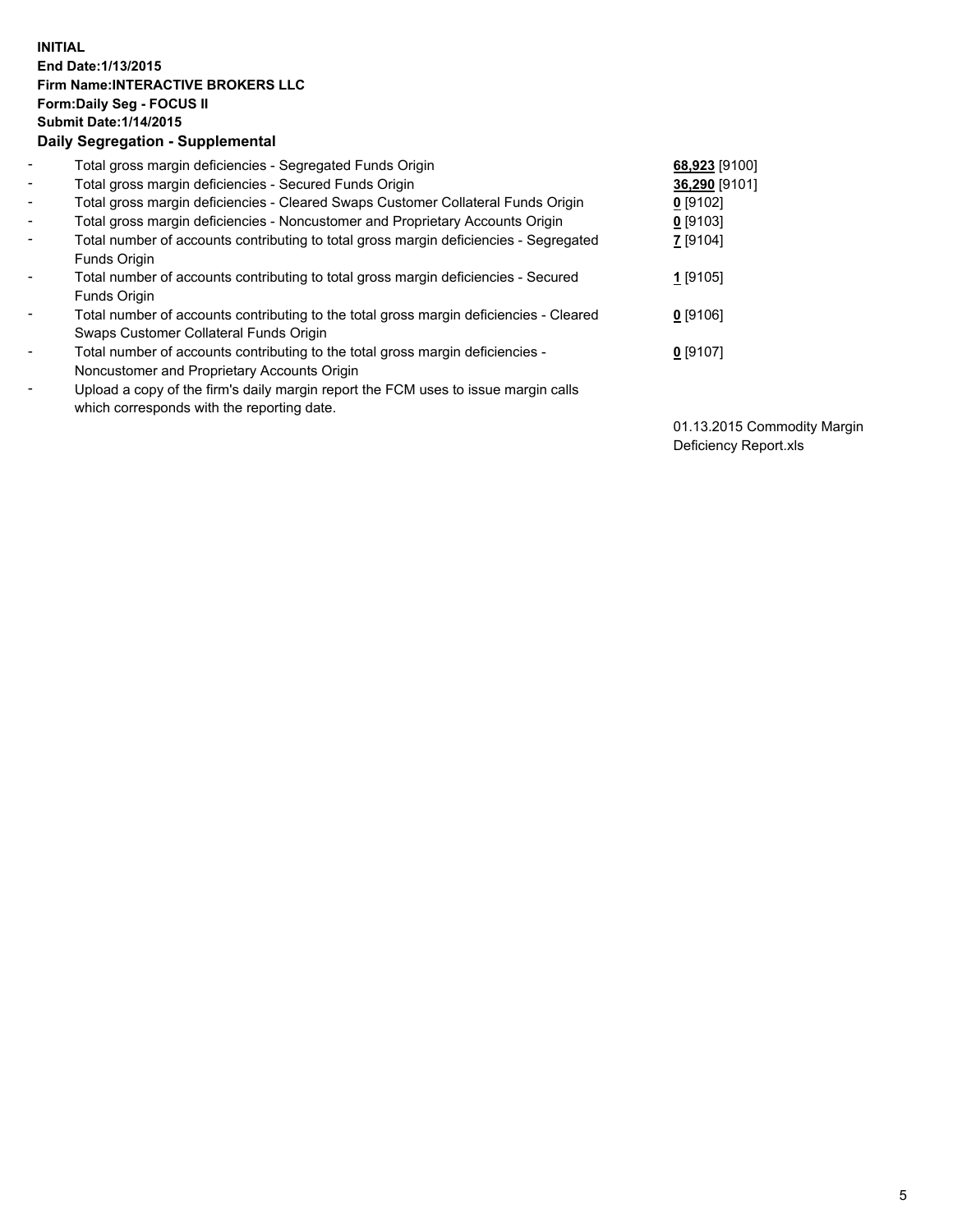**INITIAL**
**End Date:1/13/2015**
**Firm Name:INTERACTIVE BROKERS LLC**
**Form:Daily Seg - FOCUS II**
**Submit Date:1/14/2015**
**Daily Segregation - Supplemental**

| | | |
|---|---|---|
| - | Total gross margin deficiencies - Segregated Funds Origin | **68,923** [9100] |
| - | Total gross margin deficiencies - Secured Funds Origin | **36,290** [9101] |
| - | Total gross margin deficiencies - Cleared Swaps Customer Collateral Funds Origin | **0** [9102] |
| - | Total gross margin deficiencies - Noncustomer and Proprietary Accounts Origin | **0** [9103] |
| - | Total number of accounts contributing to total gross margin deficiencies - Segregated Funds Origin | **7** [9104] |
| - | Total number of accounts contributing to total gross margin deficiencies - Secured Funds Origin | **1** [9105] |
| - | Total number of accounts contributing to the total gross margin deficiencies - Cleared Swaps Customer Collateral Funds Origin | **0** [9106] |
| - | Total number of accounts contributing to the total gross margin deficiencies - Noncustomer and Proprietary Accounts Origin | **0** [9107] |
| - | Upload a copy of the firm's daily margin report the FCM uses to issue margin calls which corresponds with the reporting date. | 01.13.2015 Commodity Margin Deficiency Report.xls |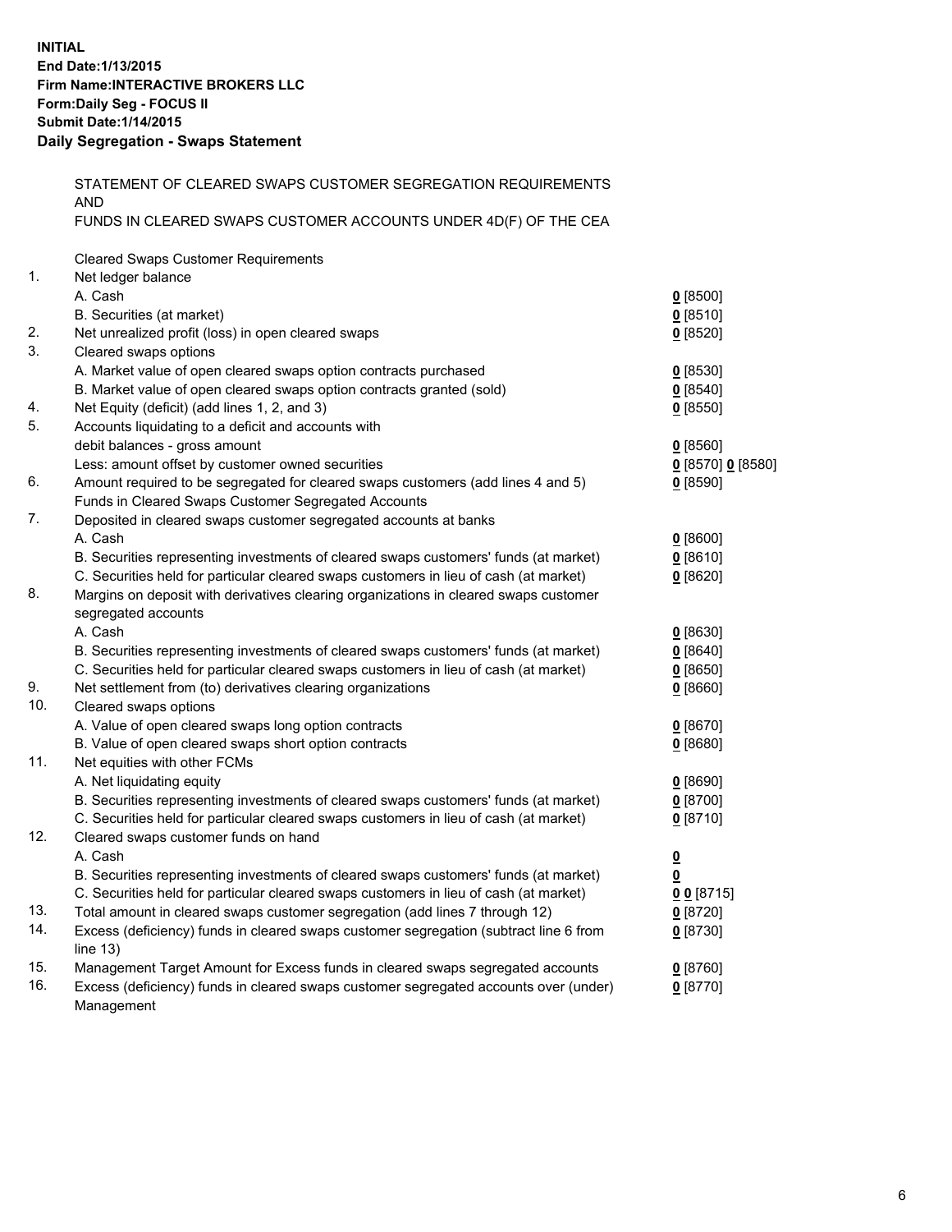**INITIAL**
**End Date:1/13/2015**
**Firm Name:INTERACTIVE BROKERS LLC**
**Form:Daily Seg - FOCUS II**
**Submit Date:1/14/2015**
**Daily Segregation - Swaps Statement**

STATEMENT OF CLEARED SWAPS CUSTOMER SEGREGATION REQUIREMENTS AND FUNDS IN CLEARED SWAPS CUSTOMER ACCOUNTS UNDER 4D(F) OF THE CEA

| | | |
|---|---|---|
| | Cleared Swaps Customer Requirements | |
| 1. | Net ledger balance | |
| | A. Cash | 0 [8500] |
| | B. Securities (at market) | 0 [8510] |
| 2. | Net unrealized profit (loss) in open cleared swaps | 0 [8520] |
| 3. | Cleared swaps options | |
| | A. Market value of open cleared swaps option contracts purchased | 0 [8530] |
| | B. Market value of open cleared swaps option contracts granted (sold) | 0 [8540] |
| 4. | Net Equity (deficit) (add lines 1, 2, and 3) | 0 [8550] |
| 5. | Accounts liquidating to a deficit and accounts with debit balances - gross amount | 0 [8560] |
| | Less: amount offset by customer owned securities | 0 [8570] 0 [8580] |
| 6. | Amount required to be segregated for cleared swaps customers (add lines 4 and 5) | 0 [8590] |
| | Funds in Cleared Swaps Customer Segregated Accounts | |
| 7. | Deposited in cleared swaps customer segregated accounts at banks | |
| | A. Cash | 0 [8600] |
| | B. Securities representing investments of cleared swaps customers' funds (at market) | 0 [8610] |
| | C. Securities held for particular cleared swaps customers in lieu of cash (at market) | 0 [8620] |
| 8. | Margins on deposit with derivatives clearing organizations in cleared swaps customer segregated accounts | |
| | A. Cash | 0 [8630] |
| | B. Securities representing investments of cleared swaps customers' funds (at market) | 0 [8640] |
| | C. Securities held for particular cleared swaps customers in lieu of cash (at market) | 0 [8650] |
| 9. | Net settlement from (to) derivatives clearing organizations | 0 [8660] |
| 10. | Cleared swaps options | |
| | A. Value of open cleared swaps long option contracts | 0 [8670] |
| | B. Value of open cleared swaps short option contracts | 0 [8680] |
| 11. | Net equities with other FCMs | |
| | A. Net liquidating equity | 0 [8690] |
| | B. Securities representing investments of cleared swaps customers' funds (at market) | 0 [8700] |
| | C. Securities held for particular cleared swaps customers in lieu of cash (at market) | 0 [8710] |
| 12. | Cleared swaps customer funds on hand | |
| | A. Cash | 0 |
| | B. Securities representing investments of cleared swaps customers' funds (at market) | 0 |
| | C. Securities held for particular cleared swaps customers in lieu of cash (at market) | 0 0 [8715] |
| 13. | Total amount in cleared swaps customer segregation (add lines 7 through 12) | 0 [8720] |
| 14. | Excess (deficiency) funds in cleared swaps customer segregation (subtract line 6 from line 13) | 0 [8730] |
| 15. | Management Target Amount for Excess funds in cleared swaps segregated accounts | 0 [8760] |
| 16. | Excess (deficiency) funds in cleared swaps customer segregated accounts over (under) Management | 0 [8770] |